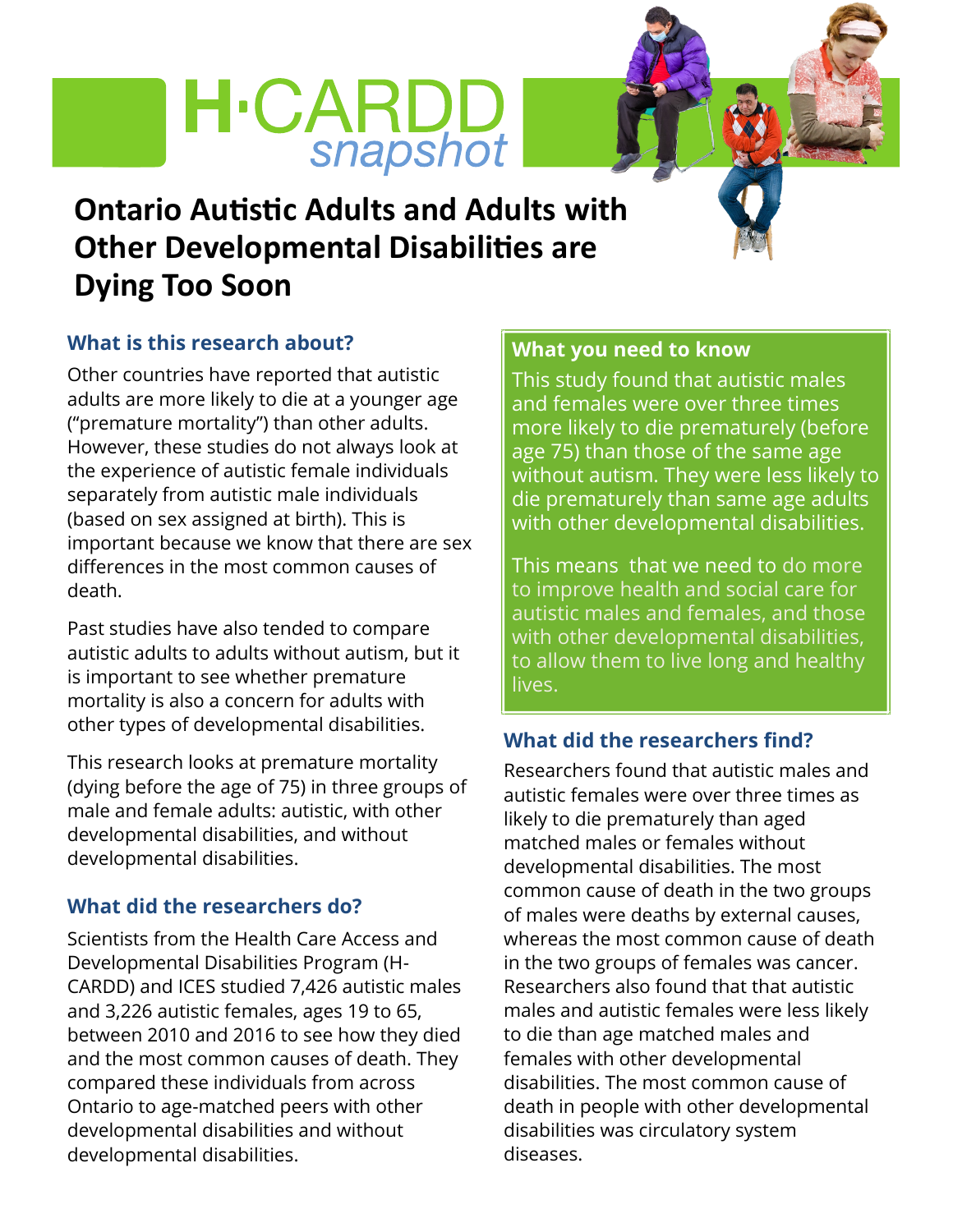H·CARDD *snapshot*

# Ontario Autistic Adults and Adults with Other Developmental Disabilities are Dying Too Soon

## What is this research about?

Other countries have reported that autistic adults are more likely to die at a younger age ("premature mortality") than other adults. However, these studies do not always look at the experience of autistic female individuals separately from autistic male individuals (based on sex assigned at birth). This is important because we know that there are sex differences in the most common causes of death.

Past studies have also tended to compare autistic adults to adults without autism, but it is important to see whether premature mortality is also a concern for adults with other types of developmental disabilities.

This research looks at premature mortality (dying before the age of 75) in three groups of male and female adults: autistic, with other developmental disabilities, and without developmental disabilities.

## What did the researchers do?

Scientists from the Health Care Access and Developmental Disabilities Program (H-CARDD) and ICES studied 7,426 autistic males and 3,226 autistic females, ages 19 to 65, between 2010 and 2016 to see how they died and the most common causes of death. They compared these individuals from across Ontario to age-matched peers with other developmental disabilities and without developmental disabilities.

## What you need to know

This study found that autistic males and females were over three times more likely to die prematurely (before age 75) than those of the same age without autism. They were less likely to die prematurely than same age adults with other developmental disabilities.

This means that we need to do more to improve health and social care for autistic males and females, and those with other developmental disabilities, to allow them to live long and healthy lives.

## What did the researchers find?

Researchers found that autistic males and autistic females were over three times as likely to die prematurely than aged matched males or females without developmental disabilities. The most common cause of death in the two groups of males were deaths by external causes, whereas the most common cause of death in the two groups of females was cancer. Researchers also found that that autistic males and autistic females were less likely to die than age matched males and females with other developmental disabilities. The most common cause of death in people with other developmental disabilities was circulatory system diseases.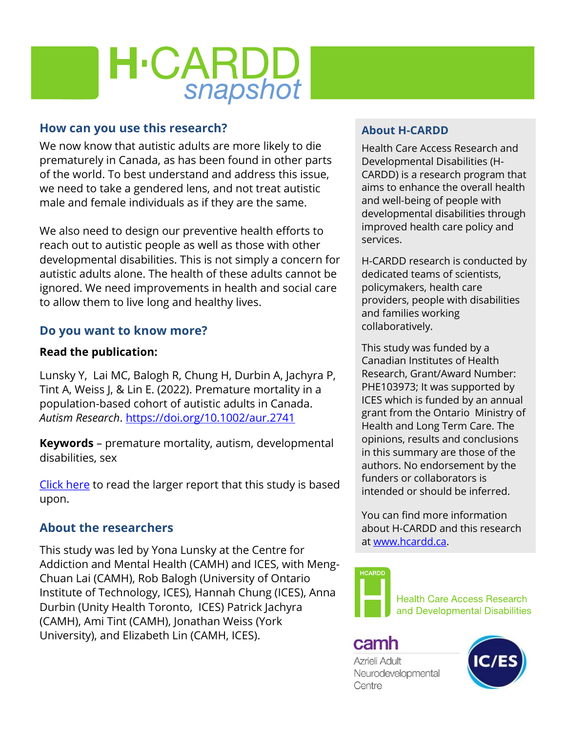# H·CARDD snapshot

## How can you use this research?

We now know that autistic adults are more likely to die prematurely in Canada, as has been found in other parts of the world. To best understand and address this issue, we need to take a gendered lens, and not treat autistic male and female individuals as if they are the same.

We also need to design our preventive health efforts to reach out to autistic people as well as those with other developmental disabilities. This is not simply a concern for autistic adults alone. The health of these adults cannot be ignored. We need improvements in health and social care to allow them to live long and healthy lives.

## Do you want to know more?

**Read the publication:**

Lunsky Y, Lai MC, Balogh R, Chung H, Durbin A, Jachyra P, Tint A, Weiss J, & Lin E. (2022). Premature mortality in a population-based cohort of autistic adults in Canada. *Autism Research*. https://doi.org/10.1002/aur.2741

**Keywords** – premature mortality, autism, developmental disabilities, sex

Click here to read the larger report that this study is based upon.

## About the researchers

This study was led by Yona Lunsky at the Centre for Addiction and Mental Health (CAMH) and ICES, with Meng-Chuan Lai (CAMH), Rob Balogh (University of Ontario Institute of Technology, ICES), Hannah Chung (ICES), Anna Durbin (Unity Health Toronto, ICES) Patrick Jachyra (CAMH), Ami Tint (CAMH), Jonathan Weiss (York University), and Elizabeth Lin (CAMH, ICES).

## About H-CARDD

Health Care Access Research and Developmental Disabilities (H-CARDD) is a research program that aims to enhance the overall health and well-being of people with developmental disabilities through improved health care policy and services.

H-CARDD research is conducted by dedicated teams of scientists, policymakers, health care providers, people with disabilities and families working collaboratively.

This study was funded by a Canadian Institutes of Health Research, Grant/Award Number: PHE103973; It was supported by ICES which is funded by an annual grant from the Ontario Ministry of Health and Long Term Care. The opinions, results and conclusions in this summary are those of the authors. No endorsement by the funders or collaborators is intended or should be inferred.

You can find more information about H-CARDD and this research at www.hcardd.ca.

HCARDD Health Care Access Research and Developmental Disabilities

camh Azrieli Adult Neurodevelopmental Centre

IC/ES